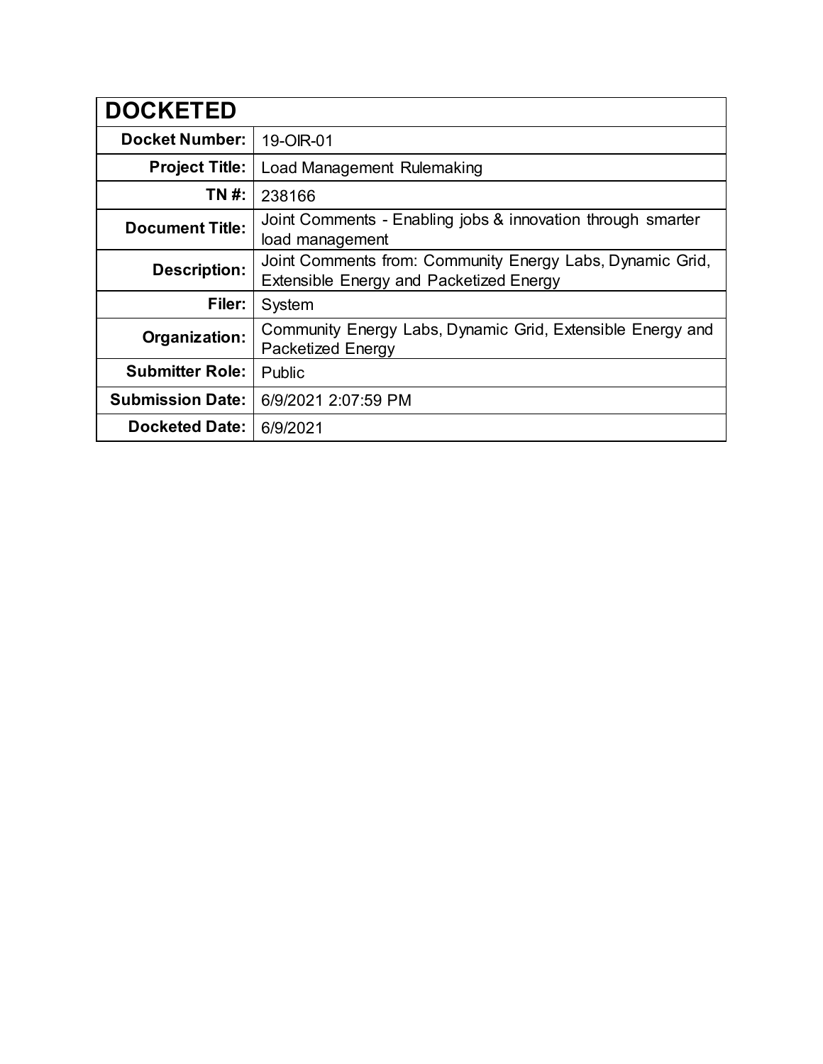| DOCKETED | |
|---|---|
| **Docket Number:** | 19-OIR-01 |
| **Project Title:** | Load Management Rulemaking |
| **TN #:** | 238166 |
| **Document Title:** | Joint Comments - Enabling jobs & innovation through smarter load management |
| **Description:** | Joint Comments from: Community Energy Labs, Dynamic Grid, Extensible Energy and Packetized Energy |
| **Filer:** | System |
| **Organization:** | Community Energy Labs, Dynamic Grid, Extensible Energy and Packetized Energy |
| **Submitter Role:** | Public |
| **Submission Date:** | 6/9/2021 2:07:59 PM |
| **Docketed Date:** | 6/9/2021 |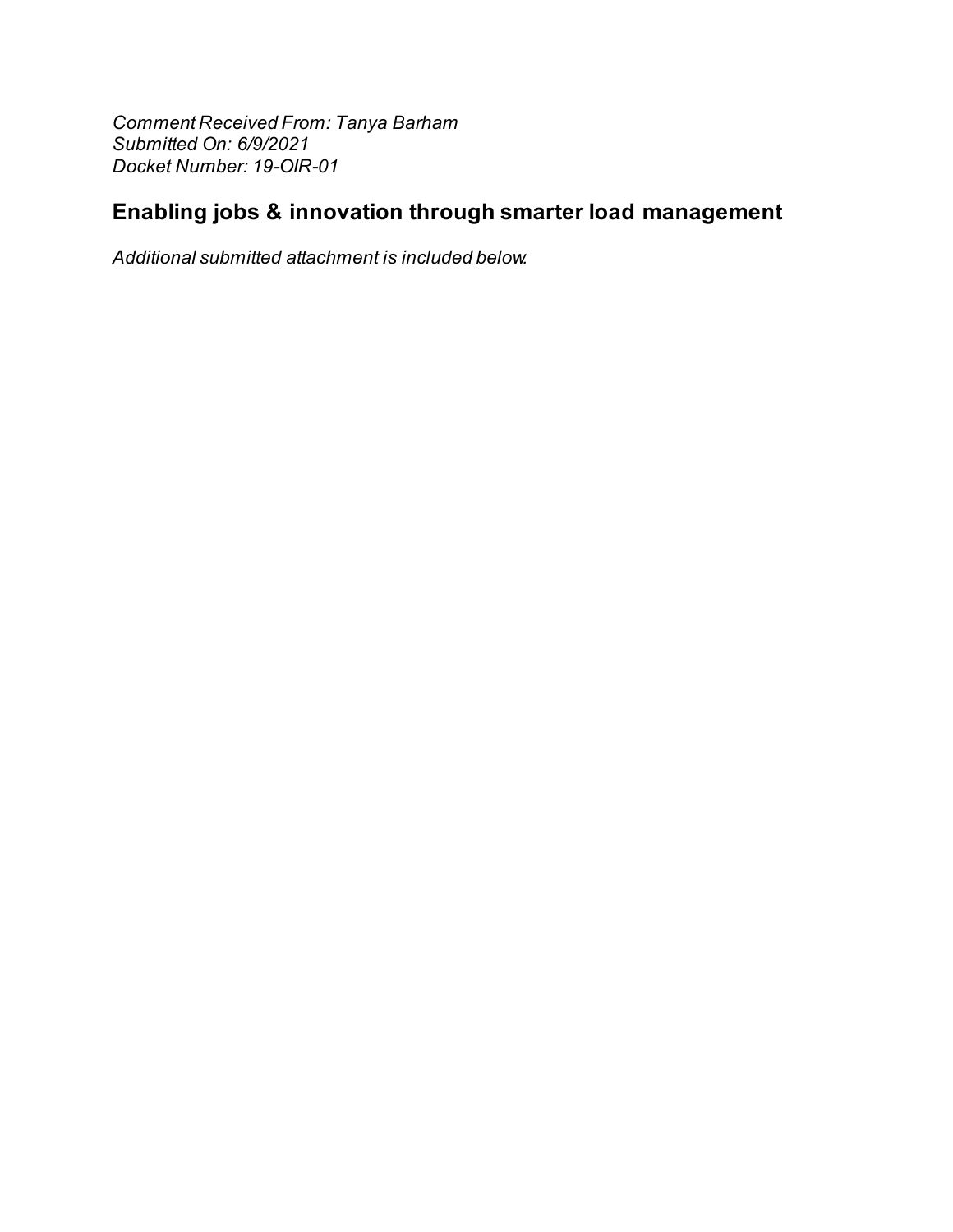*Comment Received From: Tanya Barham*
*Submitted On: 6/9/2021*
*Docket Number: 19-OIR-01*

## Enabling jobs & innovation through smarter load management

*Additional submitted attachment is included below.*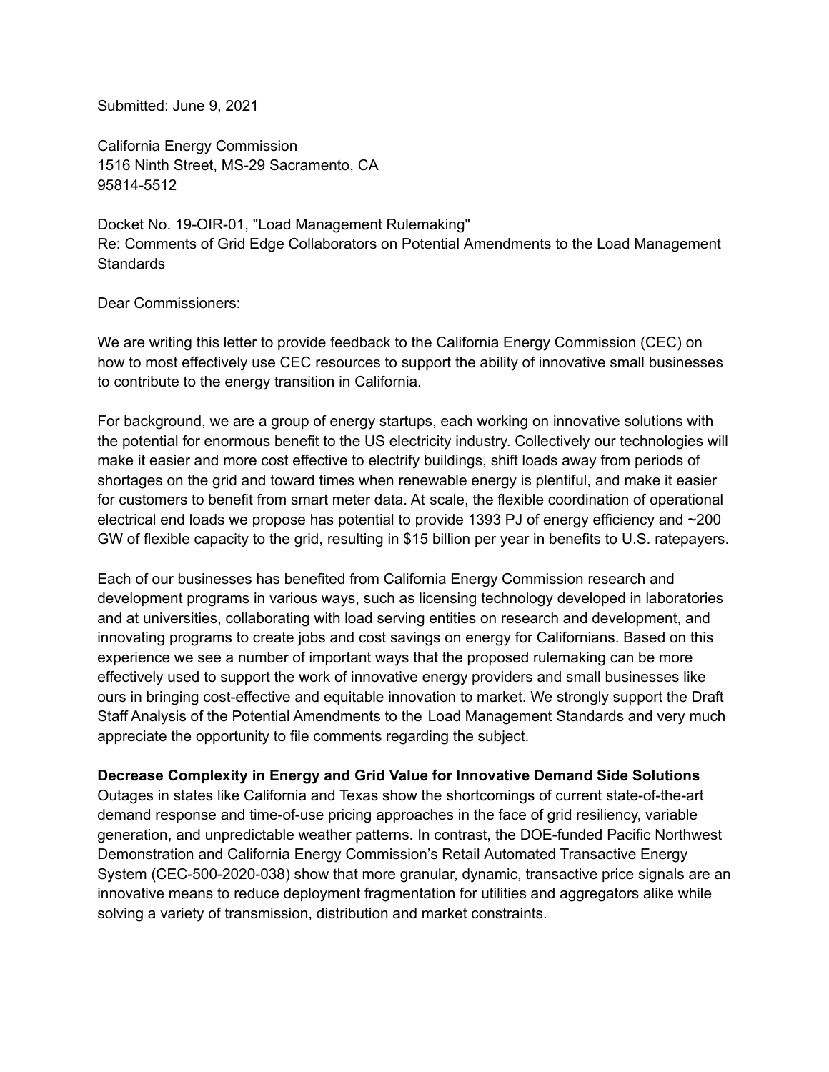Submitted: June 9, 2021

California Energy Commission
1516 Ninth Street, MS-29 Sacramento, CA
95814-5512

Docket No. 19-OIR-01, "Load Management Rulemaking"
Re: Comments of Grid Edge Collaborators on Potential Amendments to the Load Management Standards

Dear Commissioners:

We are writing this letter to provide feedback to the California Energy Commission (CEC) on how to most effectively use CEC resources to support the ability of innovative small businesses to contribute to the energy transition in California.

For background, we are a group of energy startups, each working on innovative solutions with the potential for enormous benefit to the US electricity industry. Collectively our technologies will make it easier and more cost effective to electrify buildings, shift loads away from periods of shortages on the grid and toward times when renewable energy is plentiful, and make it easier for customers to benefit from smart meter data. At scale, the flexible coordination of operational electrical end loads we propose has potential to provide 1393 PJ of energy efficiency and ~200 GW of flexible capacity to the grid, resulting in $15 billion per year in benefits to U.S. ratepayers.

Each of our businesses has benefited from California Energy Commission research and development programs in various ways, such as licensing technology developed in laboratories and at universities, collaborating with load serving entities on research and development, and innovating programs to create jobs and cost savings on energy for Californians. Based on this experience we see a number of important ways that the proposed rulemaking can be more effectively used to support the work of innovative energy providers and small businesses like ours in bringing cost-effective and equitable innovation to market. We strongly support the Draft Staff Analysis of the Potential Amendments to the Load Management Standards and very much appreciate the opportunity to file comments regarding the subject.

**Decrease Complexity in Energy and Grid Value for Innovative Demand Side Solutions**

Outages in states like California and Texas show the shortcomings of current state-of-the-art demand response and time-of-use pricing approaches in the face of grid resiliency, variable generation, and unpredictable weather patterns. In contrast, the DOE-funded Pacific Northwest Demonstration and California Energy Commission's Retail Automated Transactive Energy System (CEC-500-2020-038) show that more granular, dynamic, transactive price signals are an innovative means to reduce deployment fragmentation for utilities and aggregators alike while solving a variety of transmission, distribution and market constraints.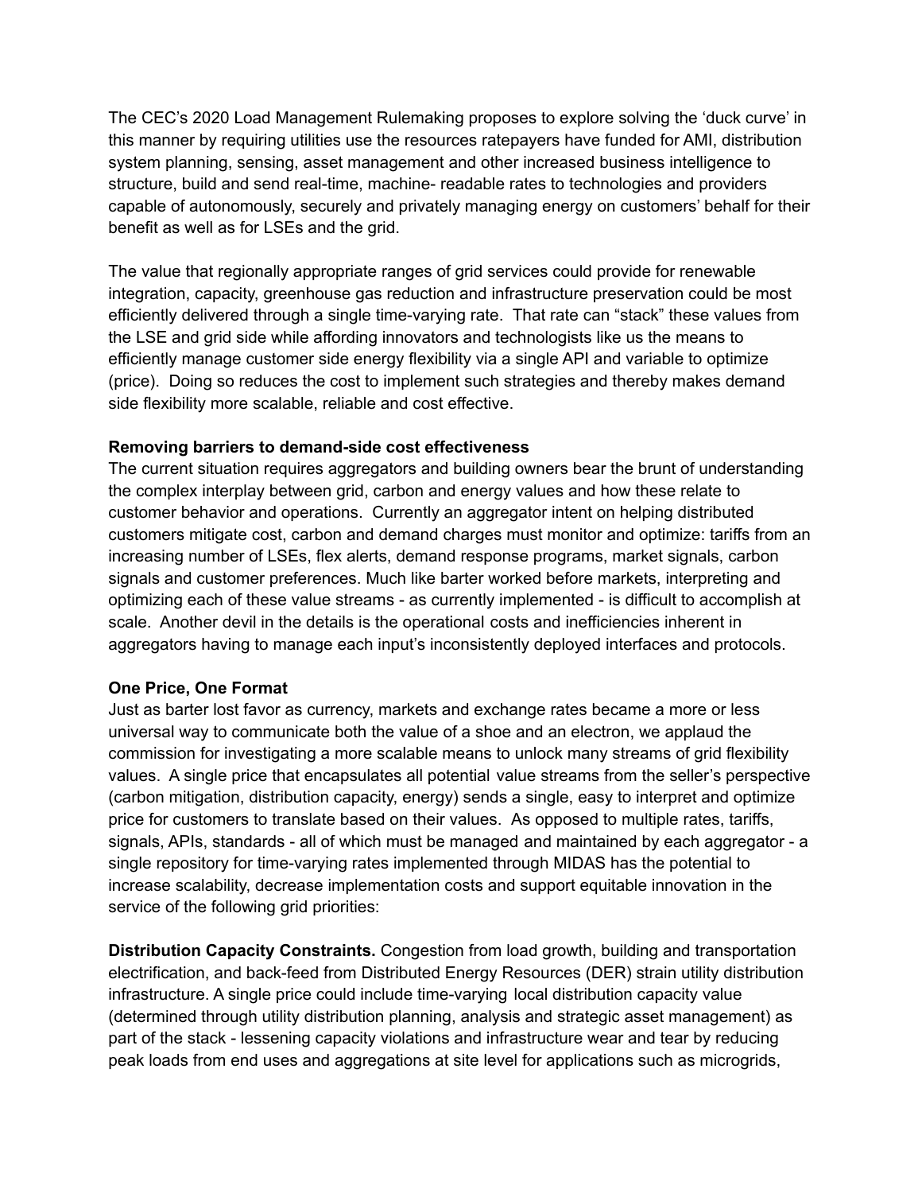The CEC's 2020 Load Management Rulemaking proposes to explore solving the 'duck curve' in this manner by requiring utilities use the resources ratepayers have funded for AMI, distribution system planning, sensing, asset management and other increased business intelligence to structure, build and send real-time, machine- readable rates to technologies and providers capable of autonomously, securely and privately managing energy on customers' behalf for their benefit as well as for LSEs and the grid.

The value that regionally appropriate ranges of grid services could provide for renewable integration, capacity, greenhouse gas reduction and infrastructure preservation could be most efficiently delivered through a single time-varying rate. That rate can "stack" these values from the LSE and grid side while affording innovators and technologists like us the means to efficiently manage customer side energy flexibility via a single API and variable to optimize (price). Doing so reduces the cost to implement such strategies and thereby makes demand side flexibility more scalable, reliable and cost effective.

**Removing barriers to demand-side cost effectiveness**

The current situation requires aggregators and building owners bear the brunt of understanding the complex interplay between grid, carbon and energy values and how these relate to customer behavior and operations. Currently an aggregator intent on helping distributed customers mitigate cost, carbon and demand charges must monitor and optimize: tariffs from an increasing number of LSEs, flex alerts, demand response programs, market signals, carbon signals and customer preferences. Much like barter worked before markets, interpreting and optimizing each of these value streams - as currently implemented - is difficult to accomplish at scale. Another devil in the details is the operational costs and inefficiencies inherent in aggregators having to manage each input's inconsistently deployed interfaces and protocols.

**One Price, One Format**

Just as barter lost favor as currency, markets and exchange rates became a more or less universal way to communicate both the value of a shoe and an electron, we applaud the commission for investigating a more scalable means to unlock many streams of grid flexibility values. A single price that encapsulates all potential value streams from the seller's perspective (carbon mitigation, distribution capacity, energy) sends a single, easy to interpret and optimize price for customers to translate based on their values. As opposed to multiple rates, tariffs, signals, APIs, standards - all of which must be managed and maintained by each aggregator - a single repository for time-varying rates implemented through MIDAS has the potential to increase scalability, decrease implementation costs and support equitable innovation in the service of the following grid priorities:

**Distribution Capacity Constraints.** Congestion from load growth, building and transportation electrification, and back-feed from Distributed Energy Resources (DER) strain utility distribution infrastructure. A single price could include time-varying local distribution capacity value (determined through utility distribution planning, analysis and strategic asset management) as part of the stack - lessening capacity violations and infrastructure wear and tear by reducing peak loads from end uses and aggregations at site level for applications such as microgrids,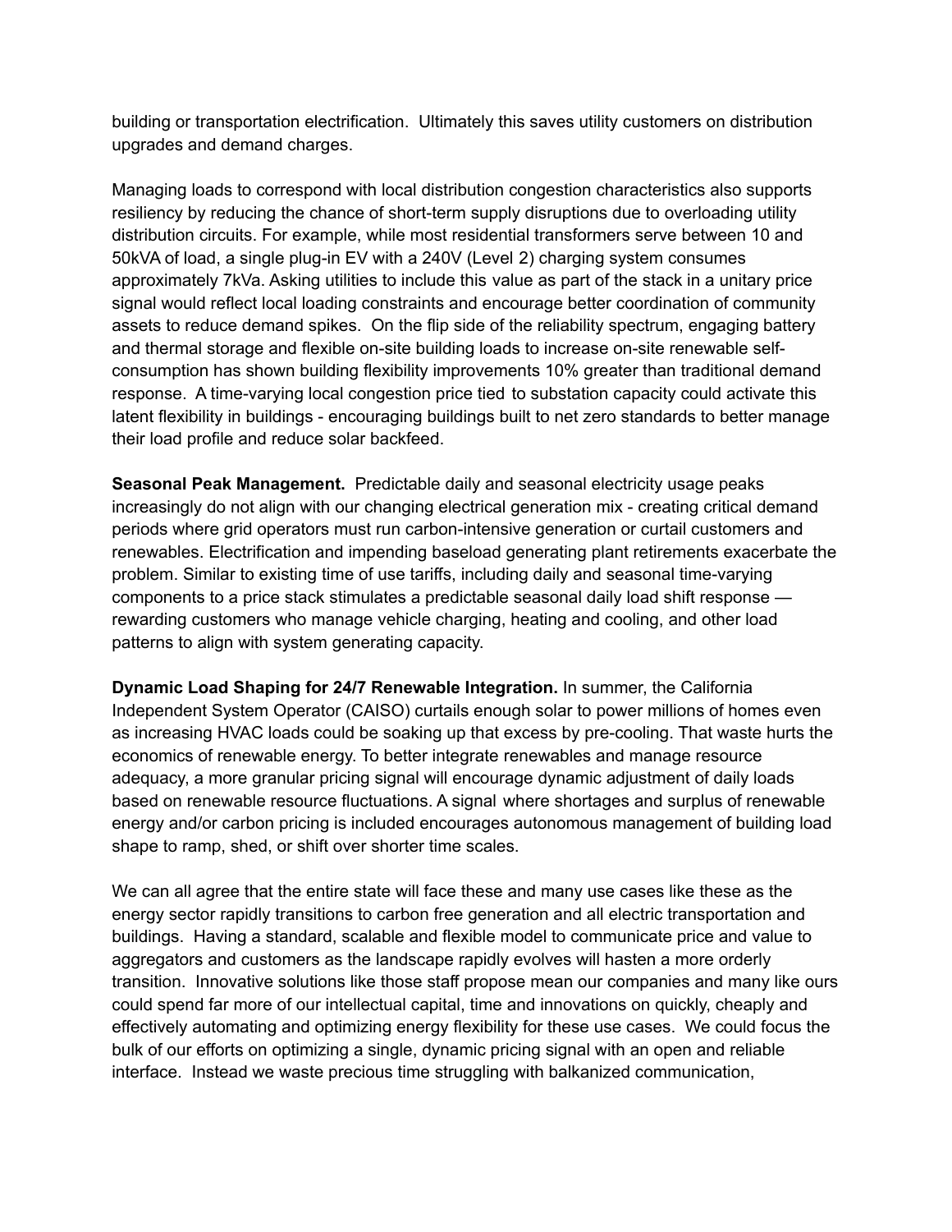building or transportation electrification. Ultimately this saves utility customers on distribution upgrades and demand charges.

Managing loads to correspond with local distribution congestion characteristics also supports resiliency by reducing the chance of short-term supply disruptions due to overloading utility distribution circuits. For example, while most residential transformers serve between 10 and 50kVA of load, a single plug-in EV with a 240V (Level 2) charging system consumes approximately 7kVa. Asking utilities to include this value as part of the stack in a unitary price signal would reflect local loading constraints and encourage better coordination of community assets to reduce demand spikes. On the flip side of the reliability spectrum, engaging battery and thermal storage and flexible on-site building loads to increase on-site renewable self-consumption has shown building flexibility improvements 10% greater than traditional demand response. A time-varying local congestion price tied to substation capacity could activate this latent flexibility in buildings - encouraging buildings built to net zero standards to better manage their load profile and reduce solar backfeed.

**Seasonal Peak Management.** Predictable daily and seasonal electricity usage peaks increasingly do not align with our changing electrical generation mix - creating critical demand periods where grid operators must run carbon-intensive generation or curtail customers and renewables. Electrification and impending baseload generating plant retirements exacerbate the problem. Similar to existing time of use tariffs, including daily and seasonal time-varying components to a price stack stimulates a predictable seasonal daily load shift response — rewarding customers who manage vehicle charging, heating and cooling, and other load patterns to align with system generating capacity.

**Dynamic Load Shaping for 24/7 Renewable Integration.** In summer, the California Independent System Operator (CAISO) curtails enough solar to power millions of homes even as increasing HVAC loads could be soaking up that excess by pre-cooling. That waste hurts the economics of renewable energy. To better integrate renewables and manage resource adequacy, a more granular pricing signal will encourage dynamic adjustment of daily loads based on renewable resource fluctuations. A signal where shortages and surplus of renewable energy and/or carbon pricing is included encourages autonomous management of building load shape to ramp, shed, or shift over shorter time scales.

We can all agree that the entire state will face these and many use cases like these as the energy sector rapidly transitions to carbon free generation and all electric transportation and buildings. Having a standard, scalable and flexible model to communicate price and value to aggregators and customers as the landscape rapidly evolves will hasten a more orderly transition. Innovative solutions like those staff propose mean our companies and many like ours could spend far more of our intellectual capital, time and innovations on quickly, cheaply and effectively automating and optimizing energy flexibility for these use cases. We could focus the bulk of our efforts on optimizing a single, dynamic pricing signal with an open and reliable interface. Instead we waste precious time struggling with balkanized communication,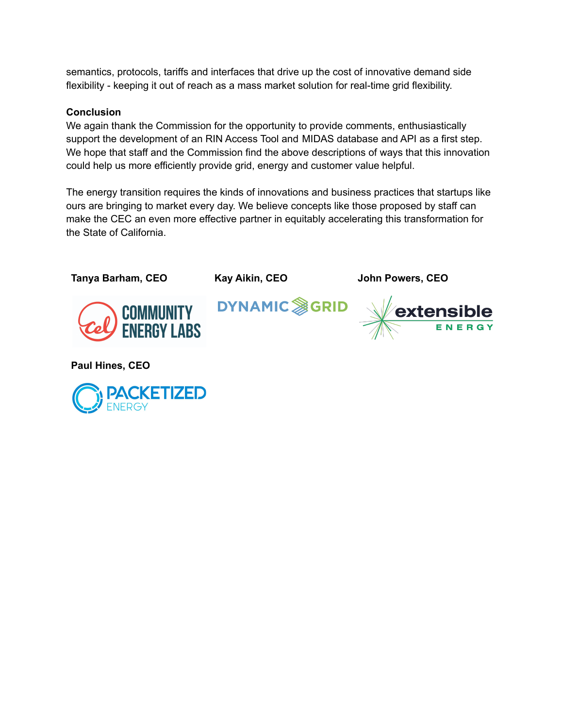semantics, protocols, tariffs and interfaces that drive up the cost of innovative demand side flexibility - keeping it out of reach as a mass market solution for real-time grid flexibility.

**Conclusion**

We again thank the Commission for the opportunity to provide comments, enthusiastically support the development of an RIN Access Tool and MIDAS database and API as a first step. We hope that staff and the Commission find the above descriptions of ways that this innovation could help us more efficiently provide grid, energy and customer value helpful.

The energy transition requires the kinds of innovations and business practices that startups like ours are bringing to market every day. We believe concepts like those proposed by staff can make the CEC an even more effective partner in equitably accelerating this transformation for the State of California.

**Tanya Barham, CEO**

COMMUNITY ENERGY LABS

**Kay Aikin, CEO**

DYNAMIC GRID

**John Powers, CEO**

extensible ENERGY

**Paul Hines, CEO**

PACKETIZED ENERGY